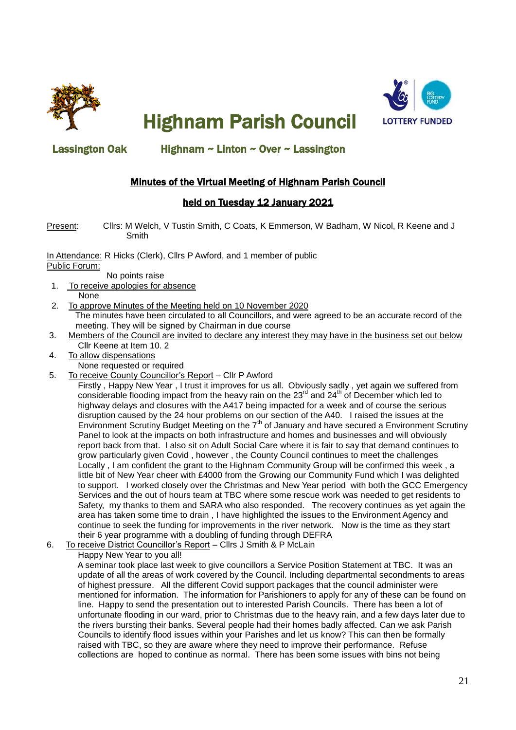# Highnam Parish Council

**Lassington Oak** **Highnam ~ Linton ~ Over ~ Lassington**

## Minutes of the Virtual Meeting of Highnam Parish Council

## held on Tuesday 12 January 2021

Present: Cllrs: M Welch, V Tustin Smith, C Coats, K Emmerson, W Badham, W Nicol, R Keene and J Smith

In Attendance: R Hicks (Clerk), Cllrs P Awford, and 1 member of public

Public Forum:

No points raise

1. To receive apologies for absence
   None
2. To approve Minutes of the Meeting held on 10 November 2020
   The minutes have been circulated to all Councillors, and were agreed to be an accurate record of the meeting. They will be signed by Chairman in due course
3. Members of the Council are invited to declare any interest they may have in the business set out below
   Cllr Keene at Item 10. 2
4. To allow dispensations
   None requested or required
5. To receive County Councillor's Report – Cllr P Awford
   Firstly , Happy New Year , I trust it improves for us all. Obviously sadly , yet again we suffered from considerable flooding impact from the heavy rain on the 23rd and 24th of December which led to highway delays and closures with the A417 being impacted for a week and of course the serious disruption caused by the 24 hour problems on our section of the A40. I raised the issues at the Environment Scrutiny Budget Meeting on the 7th of January and have secured a Environment Scrutiny Panel to look at the impacts on both infrastructure and homes and businesses and will obviously report back from that. I also sit on Adult Social Care where it is fair to say that demand continues to grow particularly given Covid , however , the County Council continues to meet the challenges Locally , I am confident the grant to the Highnam Community Group will be confirmed this week , a little bit of New Year cheer with £4000 from the Growing our Community Fund which I was delighted to support. I worked closely over the Christmas and New Year period with both the GCC Emergency Services and the out of hours team at TBC where some rescue work was needed to get residents to Safety, my thanks to them and SARA who also responded. The recovery continues as yet again the area has taken some time to drain , I have highlighted the issues to the Environment Agency and continue to seek the funding for improvements in the river network. Now is the time as they start their 6 year programme with a doubling of funding through DEFRA
6. To receive District Councillor's Report – Cllrs J Smith & P McLain
   Happy New Year to you all!
   A seminar took place last week to give councillors a Service Position Statement at TBC. It was an update of all the areas of work covered by the Council. Including departmental secondments to areas of highest pressure. All the different Covid support packages that the council administer were mentioned for information. The information for Parishioners to apply for any of these can be found on line. Happy to send the presentation out to interested Parish Councils. There has been a lot of unfortunate flooding in our ward, prior to Christmas due to the heavy rain, and a few days later due to the rivers bursting their banks. Several people had their homes badly affected. Can we ask Parish Councils to identify flood issues within your Parishes and let us know? This can then be formally raised with TBC, so they are aware where they need to improve their performance. Refuse collections are hoped to continue as normal. There has been some issues with bins not being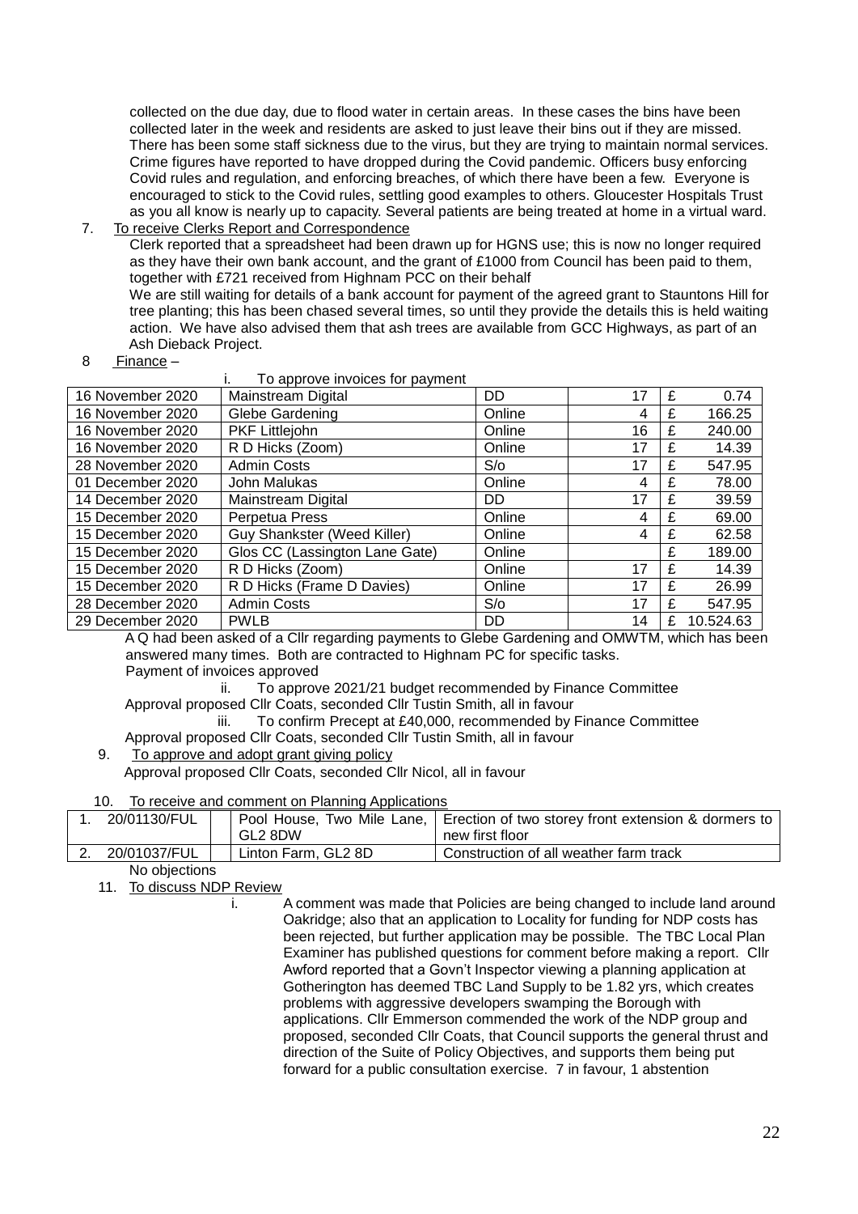collected on the due day, due to flood water in certain areas. In these cases the bins have been collected later in the week and residents are asked to just leave their bins out if they are missed. There has been some staff sickness due to the virus, but they are trying to maintain normal services. Crime figures have reported to have dropped during the Covid pandemic. Officers busy enforcing Covid rules and regulation, and enforcing breaches, of which there have been a few. Everyone is encouraged to stick to the Covid rules, settling good examples to others. Gloucester Hospitals Trust as you all know is nearly up to capacity. Several patients are being treated at home in a virtual ward.

7. To receive Clerks Report and Correspondence

Clerk reported that a spreadsheet had been drawn up for HGNS use; this is now no longer required as they have their own bank account, and the grant of £1000 from Council has been paid to them, together with £721 received from Highnam PCC on their behalf

We are still waiting for details of a bank account for payment of the agreed grant to Stauntons Hill for tree planting; this has been chased several times, so until they provide the details this is held waiting action. We have also advised them that ash trees are available from GCC Highways, as part of an Ash Dieback Project.

8 Finance –

i. To approve invoices for payment

| | | | | | |
|---|---|---|---|---|---|
| 16 November 2020 | Mainstream Digital | DD | 17 | £ | 0.74 |
| 16 November 2020 | Glebe Gardening | Online | 4 | £ | 166.25 |
| 16 November 2020 | PKF Littlejohn | Online | 16 | £ | 240.00 |
| 16 November 2020 | R D Hicks (Zoom) | Online | 17 | £ | 14.39 |
| 28 November 2020 | Admin Costs | S/o | 17 | £ | 547.95 |
| 01 December 2020 | John Malukas | Online | 4 | £ | 78.00 |
| 14 December 2020 | Mainstream Digital | DD | 17 | £ | 39.59 |
| 15 December 2020 | Perpetua Press | Online | 4 | £ | 69.00 |
| 15 December 2020 | Guy Shankster (Weed Killer) | Online | 4 | £ | 62.58 |
| 15 December 2020 | Glos CC (Lassington Lane Gate) | Online | | £ | 189.00 |
| 15 December 2020 | R D Hicks (Zoom) | Online | 17 | £ | 14.39 |
| 15 December 2020 | R D Hicks (Frame D Davies) | Online | 17 | £ | 26.99 |
| 28 December 2020 | Admin Costs | S/o | 17 | £ | 547.95 |
| 29 December 2020 | PWLB | DD | 14 | £ | 10.524.63 |

A Q had been asked of a Cllr regarding payments to Glebe Gardening and OMWTM, which has been answered many times. Both are contracted to Highnam PC for specific tasks.

Payment of invoices approved

ii. To approve 2021/21 budget recommended by Finance Committee

Approval proposed Cllr Coats, seconded Cllr Tustin Smith, all in favour

iii. To confirm Precept at £40,000, recommended by Finance Committee

Approval proposed Cllr Coats, seconded Cllr Tustin Smith, all in favour

9. To approve and adopt grant giving policy

Approval proposed Cllr Coats, seconded Cllr Nicol, all in favour

10. To receive and comment on Planning Applications

| | | | |
|---|---|---|---|
| 1. | 20/01130/FUL | Pool House, Two Mile Lane, GL2 8DW | Erection of two storey front extension & dormers to new first floor |
| 2. | 20/01037/FUL | Linton Farm, GL2 8D | Construction of all weather farm track |

No objections

11. To discuss NDP Review

i. A comment was made that Policies are being changed to include land around Oakridge; also that an application to Locality for funding for NDP costs has been rejected, but further application may be possible. The TBC Local Plan Examiner has published questions for comment before making a report. Cllr Awford reported that a Govn't Inspector viewing a planning application at Gotherington has deemed TBC Land Supply to be 1.82 yrs, which creates problems with aggressive developers swamping the Borough with applications. Cllr Emmerson commended the work of the NDP group and proposed, seconded Cllr Coats, that Council supports the general thrust and direction of the Suite of Policy Objectives, and supports them being put forward for a public consultation exercise. 7 in favour, 1 abstention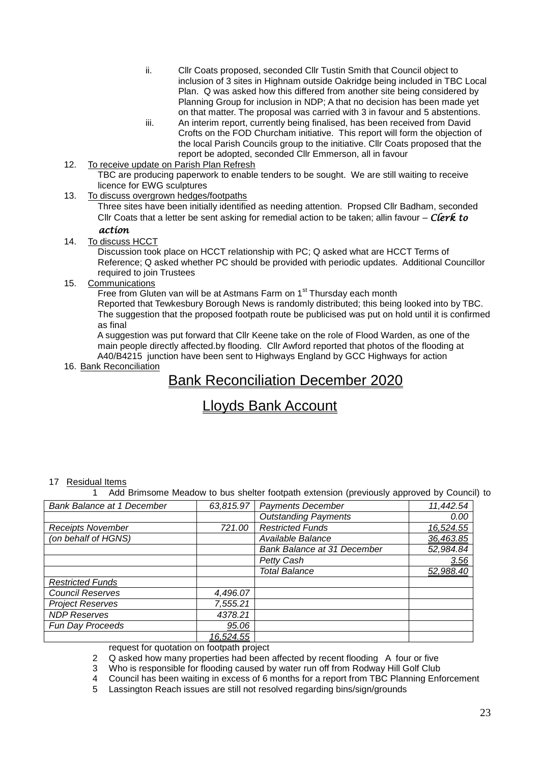ii. Cllr Coats proposed, seconded Cllr Tustin Smith that Council object to inclusion of 3 sites in Highnam outside Oakridge being included in TBC Local Plan. Q was asked how this differed from another site being considered by Planning Group for inclusion in NDP; A that no decision has been made yet on that matter. The proposal was carried with 3 in favour and 5 abstentions.

iii. An interim report, currently being finalised, has been received from David Crofts on the FOD Churcham initiative. This report will form the objection of the local Parish Councils group to the initiative. Cllr Coats proposed that the report be adopted, seconded Cllr Emmerson, all in favour

12. <u>To receive update on Parish Plan Refresh</u>
    TBC are producing paperwork to enable tenders to be sought. We are still waiting to receive licence for EWG sculptures

13. <u>To discuss overgrown hedges/footpaths</u>
    Three sites have been initially identified as needing attention. Propsed Cllr Badham, seconded Cllr Coats that a letter be sent asking for remedial action to be taken; allin favour – ***Clerk to action***

14. <u>To discuss HCCT</u>
    Discussion took place on HCCT relationship with PC; Q asked what are HCCT Terms of Reference; Q asked whether PC should be provided with periodic updates. Additional Councillor required to join Trustees

15. <u>Communications</u>
    Free from Gluten van will be at Astmans Farm on 1st Thursday each month
    Reported that Tewkesbury Borough News is randomly distributed; this being looked into by TBC. The suggestion that the proposed footpath route be publicised was put on hold until it is confirmed as final
    A suggestion was put forward that Cllr Keene take on the role of Flood Warden, as one of the main people directly affected.by flooding. Cllr Awford reported that photos of the flooding at A40/B4215 junction have been sent to Highways England by GCC Highways for action

16. <u>Bank Reconciliation</u>

# Bank Reconciliation December 2020

## Lloyds Bank Account

| *Bank Balance at 1 December* | *63,815.97* | *Payments December* | *11,442.54* |
|---|---|---|---|
| | | *Outstanding Payments* | *0.00* |
| *Receipts November* | *721.00* | *Restricted Funds* | *16,524.55* |
| *(on behalf of HGNS)* | | *Available Balance* | *36,463.85* |
| | | *Bank Balance at 31 December* | *52,984.84* |
| | | *Petty Cash* | *3.56* |
| | | *Total Balance* | *52,988.40* |
| *Restricted Funds* | | | |
| *Council Reserves* | *4,496.07* | | |
| *Project Reserves* | *7,555.21* | | |
| *NDP Reserves* | *4378.21* | | |
| *Fun Day Proceeds* | *95.06* | | |
| | *16,524.55* | | |

17 <u>Residual Items</u>

1. Add Brimsome Meadow to bus shelter footpath extension (previously approved by Council) to request for quotation on footpath project
2. Q asked how many properties had been affected by recent flooding A four or five
3. Who is responsible for flooding caused by water run off from Rodway Hill Golf Club
4. Council has been waiting in excess of 6 months for a report from TBC Planning Enforcement
5. Lassington Reach issues are still not resolved regarding bins/sign/grounds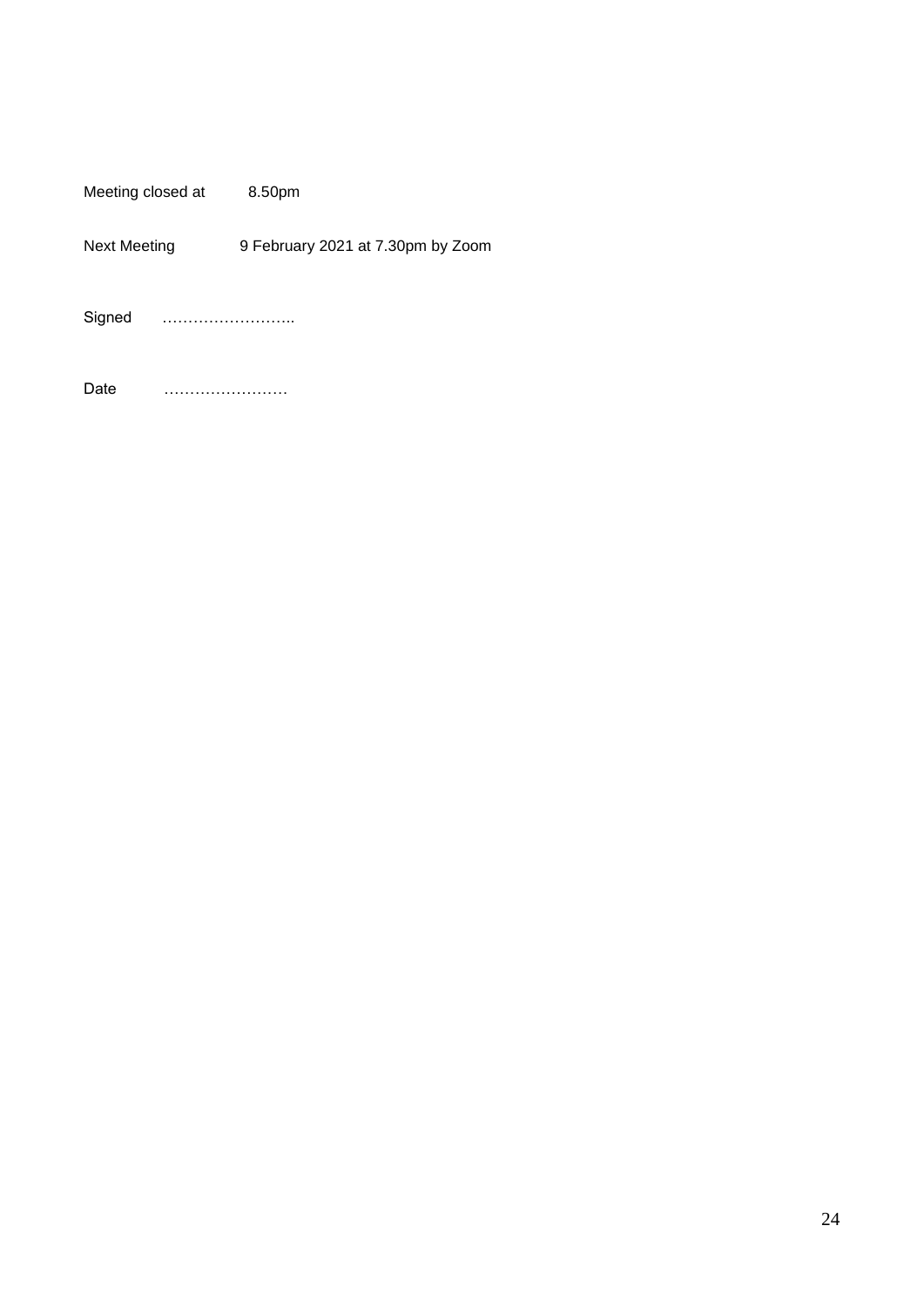Meeting closed at 8.50pm

Next Meeting 9 February 2021 at 7.30pm by Zoom

Signed ……………………..

Date ……………………